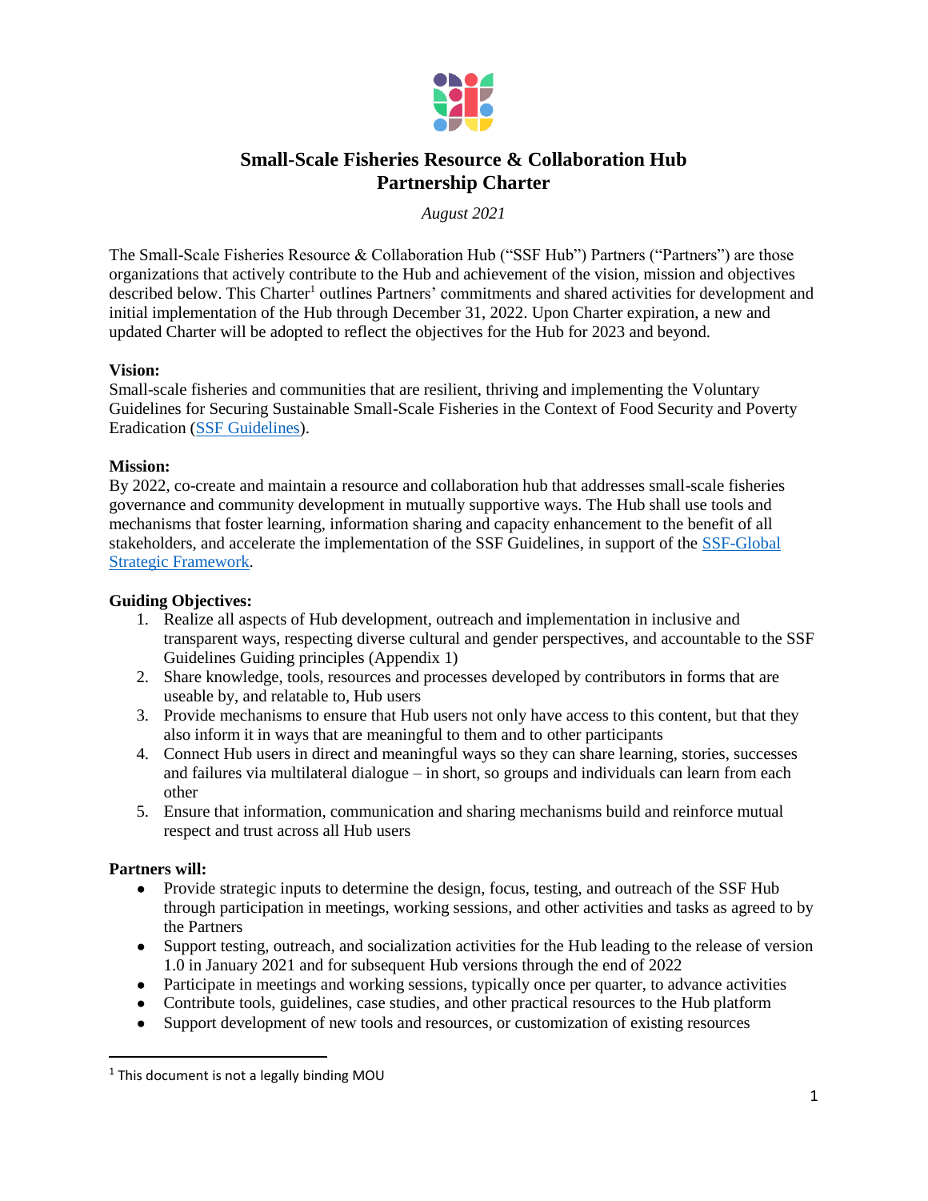# Small-Scale Fisheries Resource & Collaboration Hub Partnership Charter

*August 2021*

The Small-Scale Fisheries Resource & Collaboration Hub ("SSF Hub") Partners ("Partners") are those organizations that actively contribute to the Hub and achievement of the vision, mission and objectives described below. This Charter[1] outlines Partners' commitments and shared activities for development and initial implementation of the Hub through December 31, 2022. Upon Charter expiration, a new and updated Charter will be adopted to reflect the objectives for the Hub for 2023 and beyond.

**Vision:**
Small-scale fisheries and communities that are resilient, thriving and implementing the Voluntary Guidelines for Securing Sustainable Small-Scale Fisheries in the Context of Food Security and Poverty Eradication (SSF Guidelines).

**Mission:**
By 2022, co-create and maintain a resource and collaboration hub that addresses small-scale fisheries governance and community development in mutually supportive ways. The Hub shall use tools and mechanisms that foster learning, information sharing and capacity enhancement to the benefit of all stakeholders, and accelerate the implementation of the SSF Guidelines, in support of the SSF-Global Strategic Framework.

**Guiding Objectives:**

1. Realize all aspects of Hub development, outreach and implementation in inclusive and transparent ways, respecting diverse cultural and gender perspectives, and accountable to the SSF Guidelines Guiding principles (Appendix 1)
2. Share knowledge, tools, resources and processes developed by contributors in forms that are useable by, and relatable to, Hub users
3. Provide mechanisms to ensure that Hub users not only have access to this content, but that they also inform it in ways that are meaningful to them and to other participants
4. Connect Hub users in direct and meaningful ways so they can share learning, stories, successes and failures via multilateral dialogue – in short, so groups and individuals can learn from each other
5. Ensure that information, communication and sharing mechanisms build and reinforce mutual respect and trust across all Hub users

**Partners will:**

- Provide strategic inputs to determine the design, focus, testing, and outreach of the SSF Hub through participation in meetings, working sessions, and other activities and tasks as agreed to by the Partners
- Support testing, outreach, and socialization activities for the Hub leading to the release of version 1.0 in January 2021 and for subsequent Hub versions through the end of 2022
- Participate in meetings and working sessions, typically once per quarter, to advance activities
- Contribute tools, guidelines, case studies, and other practical resources to the Hub platform
- Support development of new tools and resources, or customization of existing resources

[1] This document is not a legally binding MOU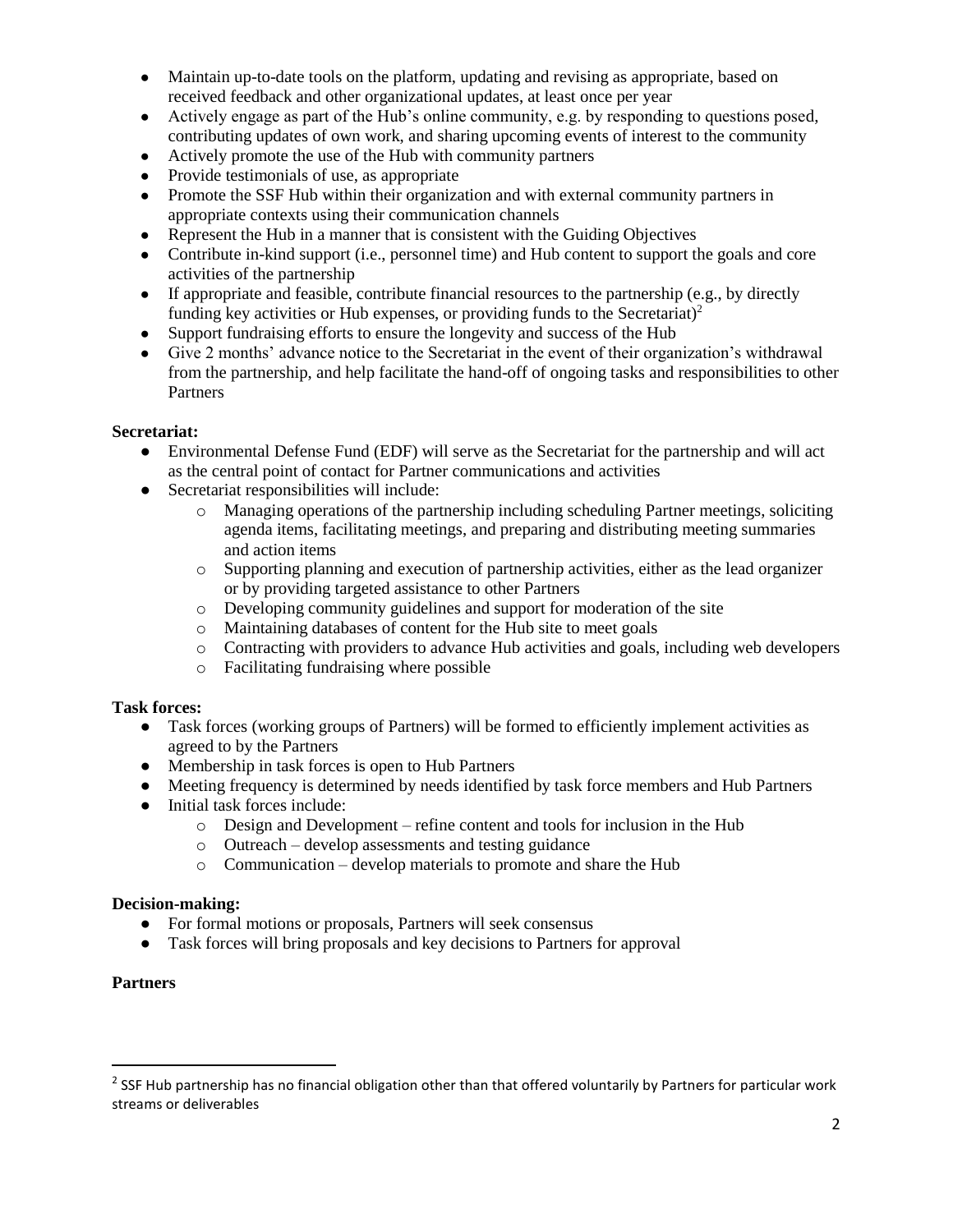- Maintain up-to-date tools on the platform, updating and revising as appropriate, based on received feedback and other organizational updates, at least once per year
- Actively engage as part of the Hub's online community, e.g. by responding to questions posed, contributing updates of own work, and sharing upcoming events of interest to the community
- Actively promote the use of the Hub with community partners
- Provide testimonials of use, as appropriate
- Promote the SSF Hub within their organization and with external community partners in appropriate contexts using their communication channels
- Represent the Hub in a manner that is consistent with the Guiding Objectives
- Contribute in-kind support (i.e., personnel time) and Hub content to support the goals and core activities of the partnership
- If appropriate and feasible, contribute financial resources to the partnership (e.g., by directly funding key activities or Hub expenses, or providing funds to the Secretariat)[2]
- Support fundraising efforts to ensure the longevity and success of the Hub
- Give 2 months' advance notice to the Secretariat in the event of their organization's withdrawal from the partnership, and help facilitate the hand-off of ongoing tasks and responsibilities to other Partners

**Secretariat:**

- Environmental Defense Fund (EDF) will serve as the Secretariat for the partnership and will act as the central point of contact for Partner communications and activities
- Secretariat responsibilities will include:
  - Managing operations of the partnership including scheduling Partner meetings, soliciting agenda items, facilitating meetings, and preparing and distributing meeting summaries and action items
  - Supporting planning and execution of partnership activities, either as the lead organizer or by providing targeted assistance to other Partners
  - Developing community guidelines and support for moderation of the site
  - Maintaining databases of content for the Hub site to meet goals
  - Contracting with providers to advance Hub activities and goals, including web developers
  - Facilitating fundraising where possible

**Task forces:**

- Task forces (working groups of Partners) will be formed to efficiently implement activities as agreed to by the Partners
- Membership in task forces is open to Hub Partners
- Meeting frequency is determined by needs identified by task force members and Hub Partners
- Initial task forces include:
  - Design and Development – refine content and tools for inclusion in the Hub
  - Outreach – develop assessments and testing guidance
  - Communication – develop materials to promote and share the Hub

**Decision-making:**

- For formal motions or proposals, Partners will seek consensus
- Task forces will bring proposals and key decisions to Partners for approval

**Partners**

---

[2] SSF Hub partnership has no financial obligation other than that offered voluntarily by Partners for particular work streams or deliverables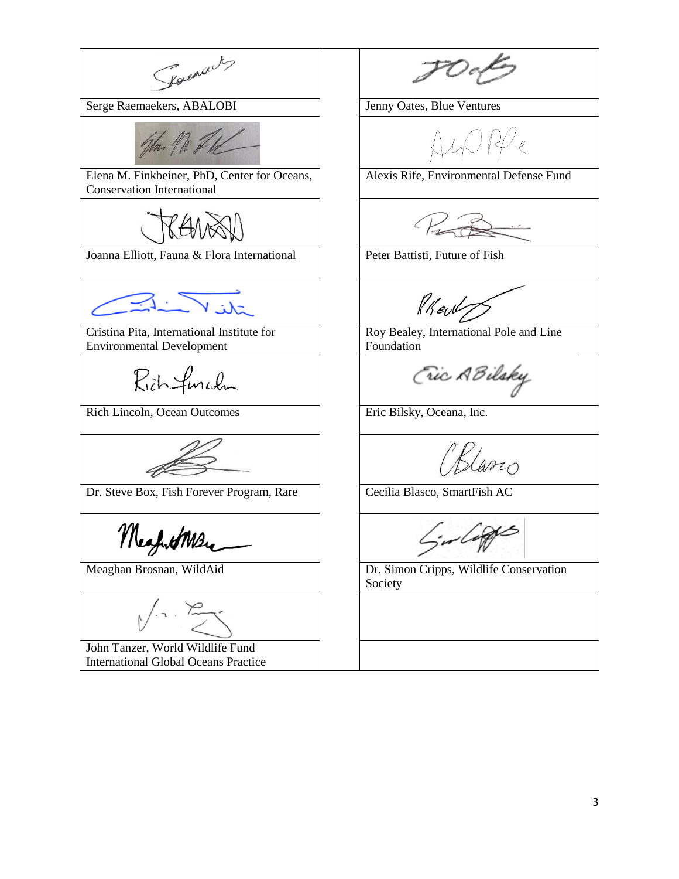| | |
|---|---|
| Serge Raemaekers, ABALOBI | Jenny Oates, Blue Ventures |
| Elena M. Finkbeiner, PhD, Center for Oceans, Conservation International | Alexis Rife, Environmental Defense Fund |
| Joanna Elliott, Fauna & Flora International | Peter Battisti, Future of Fish |
| Cristina Pita, International Institute for Environmental Development | Roy Bealey, International Pole and Line Foundation |
| Rich Lincoln, Ocean Outcomes | Eric Bilsky, Oceana, Inc. |
| Dr. Steve Box, Fish Forever Program, Rare | Cecilia Blasco, SmartFish AC |
| Meaghan Brosnan, WildAid | Dr. Simon Cripps, Wildlife Conservation Society |
| John Tanzer, World Wildlife Fund International Global Oceans Practice | |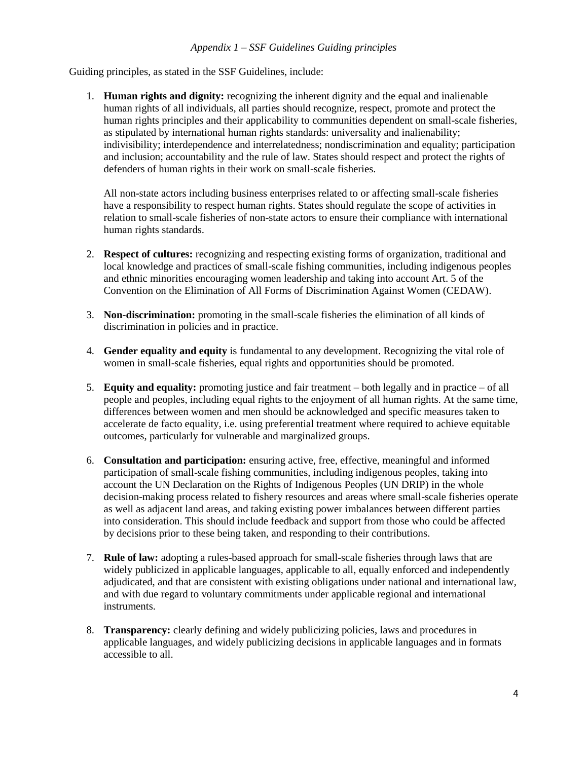*Appendix 1 – SSF Guidelines Guiding principles*

Guiding principles, as stated in the SSF Guidelines, include:

1. **Human rights and dignity:** recognizing the inherent dignity and the equal and inalienable human rights of all individuals, all parties should recognize, respect, promote and protect the human rights principles and their applicability to communities dependent on small-scale fisheries, as stipulated by international human rights standards: universality and inalienability; indivisibility; interdependence and interrelatedness; nondiscrimination and equality; participation and inclusion; accountability and the rule of law. States should respect and protect the rights of defenders of human rights in their work on small-scale fisheries.

   All non-state actors including business enterprises related to or affecting small-scale fisheries have a responsibility to respect human rights. States should regulate the scope of activities in relation to small-scale fisheries of non-state actors to ensure their compliance with international human rights standards.

2. **Respect of cultures:** recognizing and respecting existing forms of organization, traditional and local knowledge and practices of small-scale fishing communities, including indigenous peoples and ethnic minorities encouraging women leadership and taking into account Art. 5 of the Convention on the Elimination of All Forms of Discrimination Against Women (CEDAW).

3. **Non-discrimination:** promoting in the small-scale fisheries the elimination of all kinds of discrimination in policies and in practice.

4. **Gender equality and equity** is fundamental to any development. Recognizing the vital role of women in small-scale fisheries, equal rights and opportunities should be promoted.

5. **Equity and equality:** promoting justice and fair treatment – both legally and in practice – of all people and peoples, including equal rights to the enjoyment of all human rights. At the same time, differences between women and men should be acknowledged and specific measures taken to accelerate de facto equality, i.e. using preferential treatment where required to achieve equitable outcomes, particularly for vulnerable and marginalized groups.

6. **Consultation and participation:** ensuring active, free, effective, meaningful and informed participation of small-scale fishing communities, including indigenous peoples, taking into account the UN Declaration on the Rights of Indigenous Peoples (UN DRIP) in the whole decision-making process related to fishery resources and areas where small-scale fisheries operate as well as adjacent land areas, and taking existing power imbalances between different parties into consideration. This should include feedback and support from those who could be affected by decisions prior to these being taken, and responding to their contributions.

7. **Rule of law:** adopting a rules-based approach for small-scale fisheries through laws that are widely publicized in applicable languages, applicable to all, equally enforced and independently adjudicated, and that are consistent with existing obligations under national and international law, and with due regard to voluntary commitments under applicable regional and international instruments.

8. **Transparency:** clearly defining and widely publicizing policies, laws and procedures in applicable languages, and widely publicizing decisions in applicable languages and in formats accessible to all.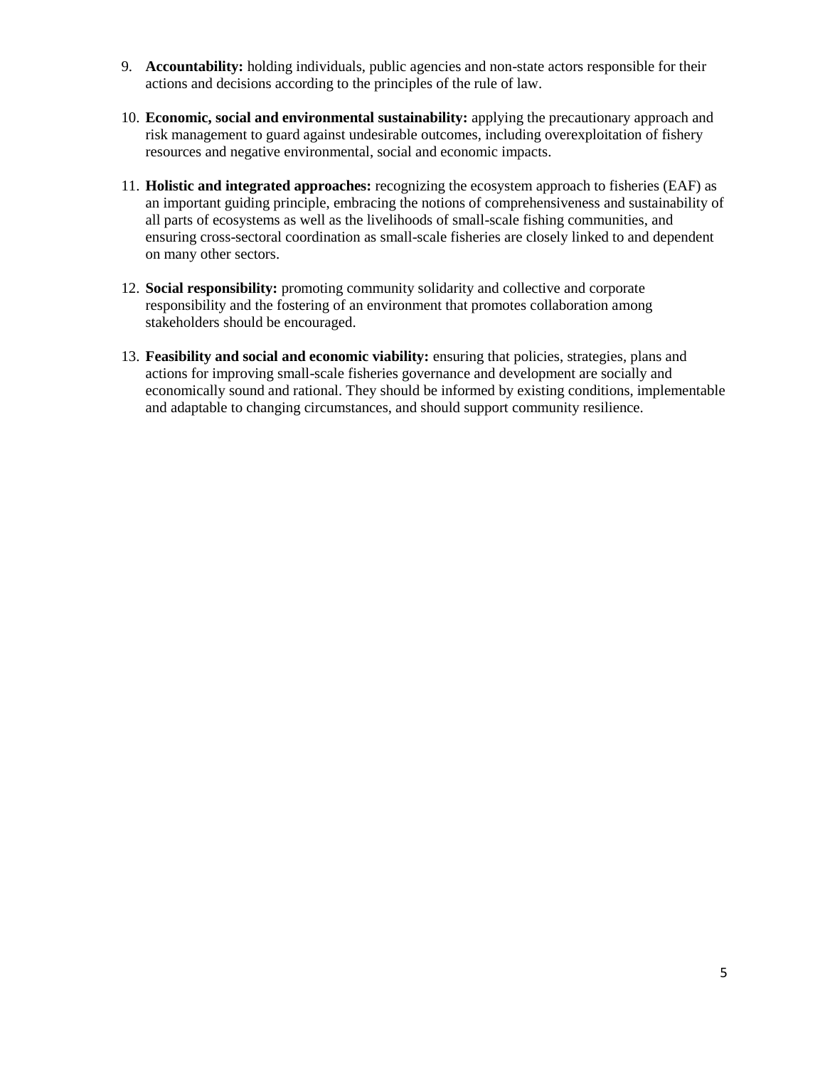9. **Accountability:** holding individuals, public agencies and non-state actors responsible for their actions and decisions according to the principles of the rule of law.

10. **Economic, social and environmental sustainability:** applying the precautionary approach and risk management to guard against undesirable outcomes, including overexploitation of fishery resources and negative environmental, social and economic impacts.

11. **Holistic and integrated approaches:** recognizing the ecosystem approach to fisheries (EAF) as an important guiding principle, embracing the notions of comprehensiveness and sustainability of all parts of ecosystems as well as the livelihoods of small-scale fishing communities, and ensuring cross-sectoral coordination as small-scale fisheries are closely linked to and dependent on many other sectors.

12. **Social responsibility:** promoting community solidarity and collective and corporate responsibility and the fostering of an environment that promotes collaboration among stakeholders should be encouraged.

13. **Feasibility and social and economic viability:** ensuring that policies, strategies, plans and actions for improving small-scale fisheries governance and development are socially and economically sound and rational. They should be informed by existing conditions, implementable and adaptable to changing circumstances, and should support community resilience.